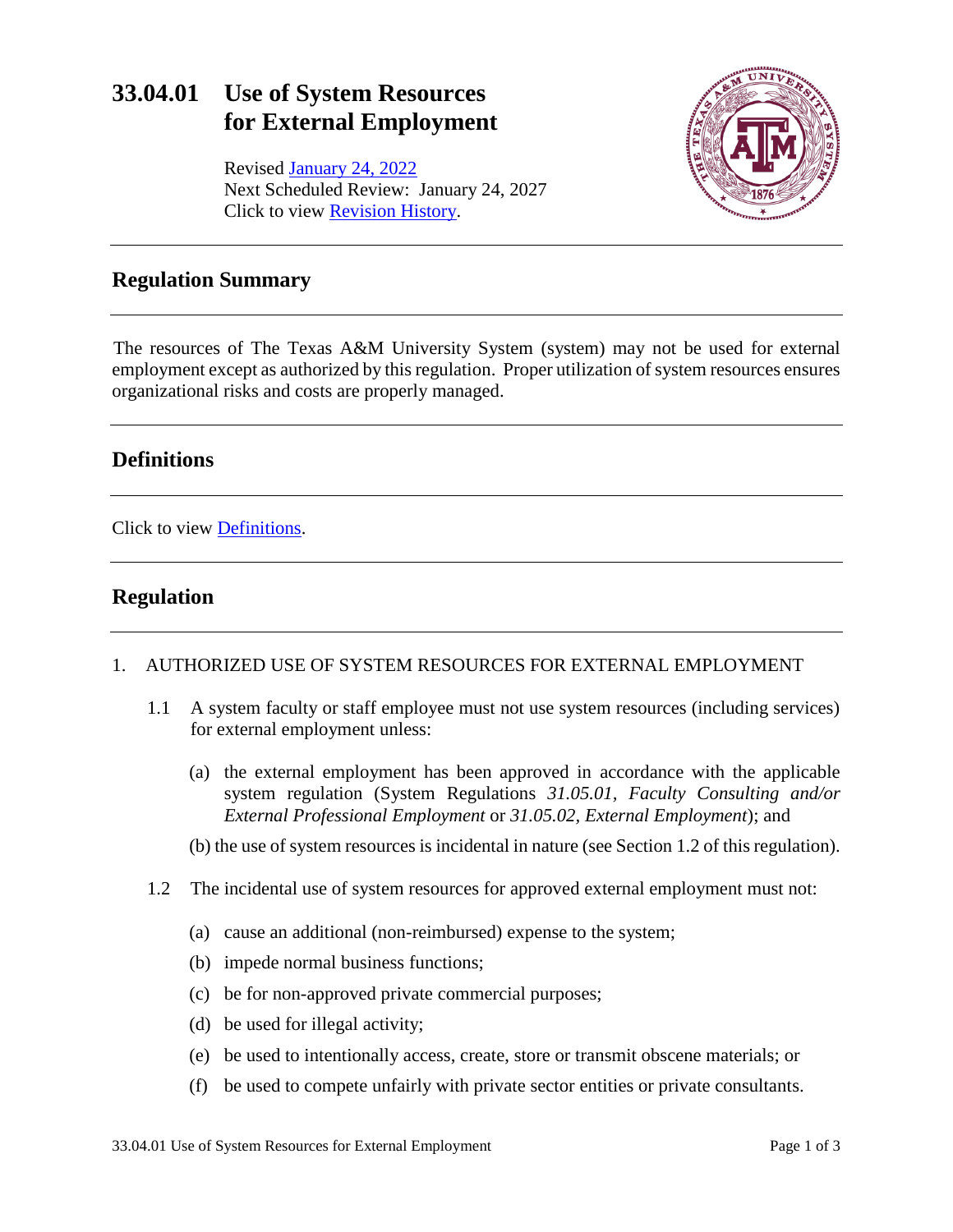# 33.04.01 Use of System Resources for External Employment

Revised January 24, 2022
Next Scheduled Review: January 24, 2027
Click to view Revision History.

## Regulation Summary

The resources of The Texas A&M University System (system) may not be used for external employment except as authorized by this regulation. Proper utilization of system resources ensures organizational risks and costs are properly managed.

## Definitions

Click to view Definitions.

## Regulation

1. AUTHORIZED USE OF SYSTEM RESOURCES FOR EXTERNAL EMPLOYMENT

   1.1 A system faculty or staff employee must not use system resources (including services) for external employment unless:

      (a) the external employment has been approved in accordance with the applicable system regulation (System Regulations *31.05.01, Faculty Consulting and/or External Professional Employment* or *31.05.02, External Employment*); and

      (b) the use of system resources is incidental in nature (see Section 1.2 of this regulation).

   1.2 The incidental use of system resources for approved external employment must not:

      (a) cause an additional (non-reimbursed) expense to the system;

      (b) impede normal business functions;

      (c) be for non-approved private commercial purposes;

      (d) be used for illegal activity;

      (e) be used to intentionally access, create, store or transmit obscene materials; or

      (f) be used to compete unfairly with private sector entities or private consultants.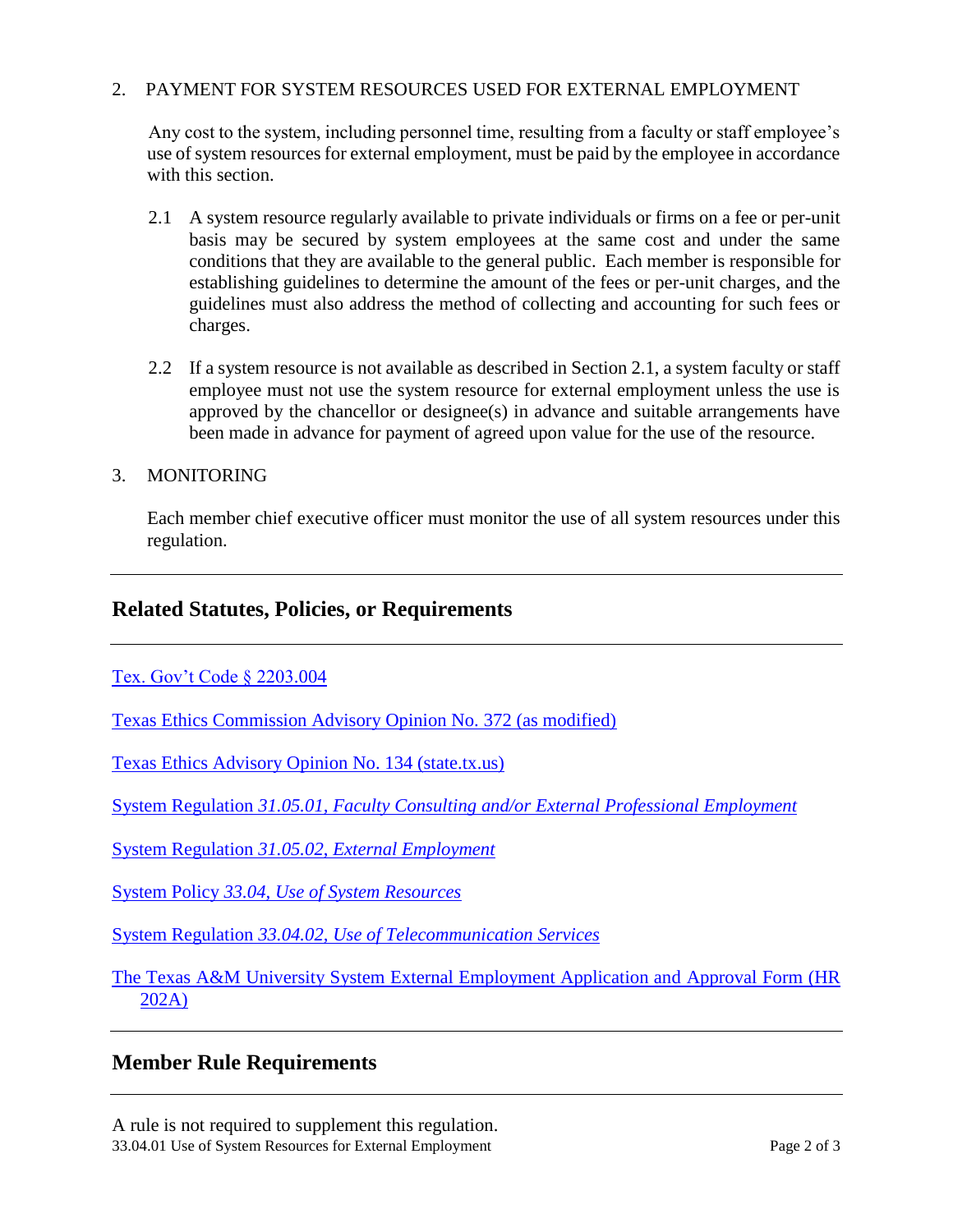2. PAYMENT FOR SYSTEM RESOURCES USED FOR EXTERNAL EMPLOYMENT

Any cost to the system, including personnel time, resulting from a faculty or staff employee's use of system resources for external employment, must be paid by the employee in accordance with this section.

2.1 A system resource regularly available to private individuals or firms on a fee or per-unit basis may be secured by system employees at the same cost and under the same conditions that they are available to the general public. Each member is responsible for establishing guidelines to determine the amount of the fees or per-unit charges, and the guidelines must also address the method of collecting and accounting for such fees or charges.

2.2 If a system resource is not available as described in Section 2.1, a system faculty or staff employee must not use the system resource for external employment unless the use is approved by the chancellor or designee(s) in advance and suitable arrangements have been made in advance for payment of agreed upon value for the use of the resource.

3. MONITORING

Each member chief executive officer must monitor the use of all system resources under this regulation.

## Related Statutes, Policies, or Requirements

Tex. Gov't Code § 2203.004

Texas Ethics Commission Advisory Opinion No. 372 (as modified)

Texas Ethics Advisory Opinion No. 134 (state.tx.us)

System Regulation *31.05.01, Faculty Consulting and/or External Professional Employment*

System Regulation *31.05.02, External Employment*

System Policy *33.04, Use of System Resources*

System Regulation *33.04.02, Use of Telecommunication Services*

The Texas A&M University System External Employment Application and Approval Form (HR 202A)

## Member Rule Requirements

A rule is not required to supplement this regulation.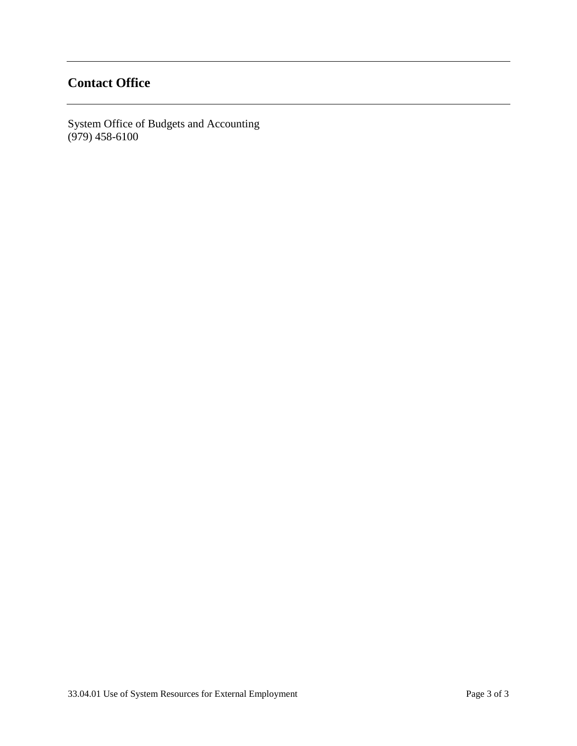## Contact Office

System Office of Budgets and Accounting
(979) 458-6100